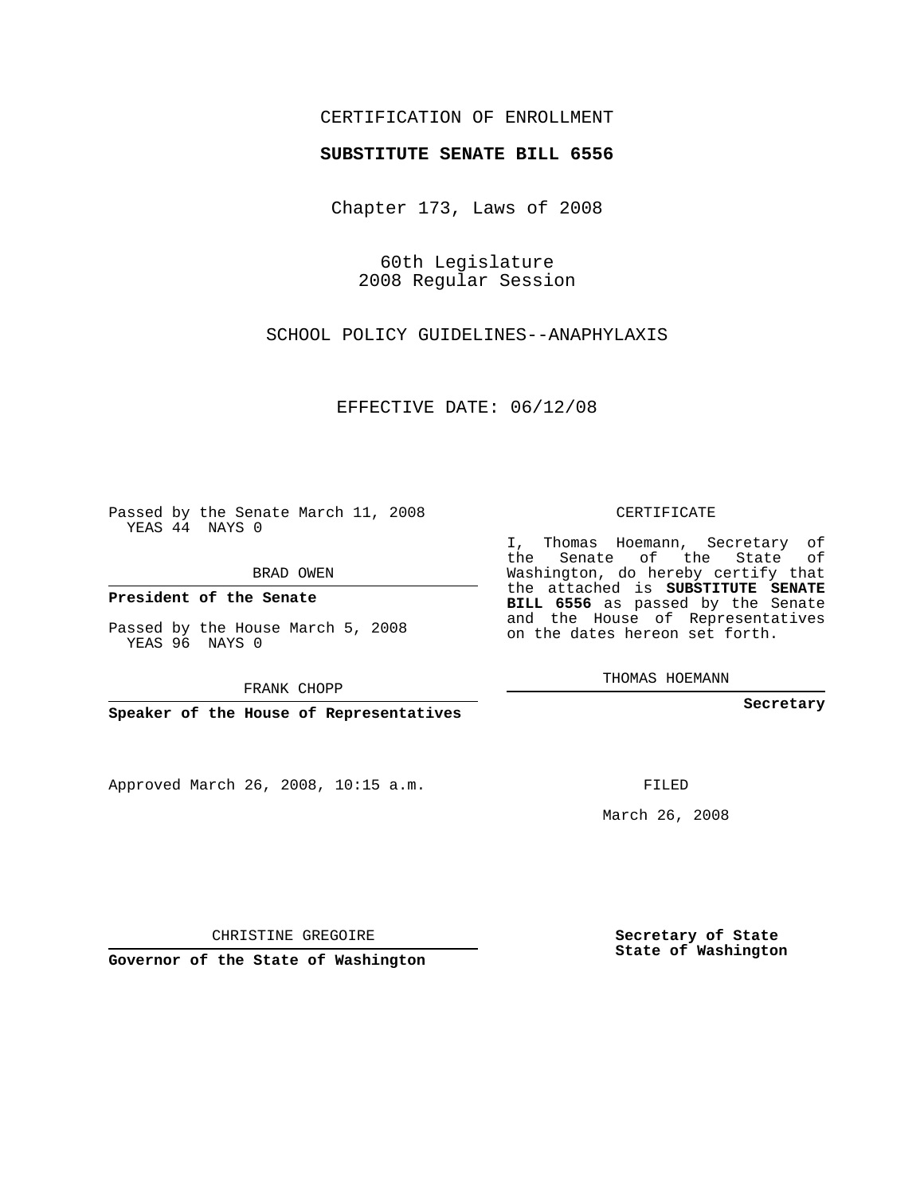CERTIFICATION OF ENROLLMENT

**SUBSTITUTE SENATE BILL 6556**

Chapter 173, Laws of 2008

60th Legislature
2008 Regular Session

SCHOOL POLICY GUIDELINES--ANAPHYLAXIS

EFFECTIVE DATE: 06/12/08

Passed by the Senate March 11, 2008
YEAS 44 NAYS 0

BRAD OWEN

**President of the Senate**

Passed by the House March 5, 2008
YEAS 96 NAYS 0

FRANK CHOPP

**Speaker of the House of Representatives**

Approved March 26, 2008, 10:15 a.m.

CHRISTINE GREGOIRE

**Governor of the State of Washington**

CERTIFICATE

I, Thomas Hoemann, Secretary of the Senate of the State of Washington, do hereby certify that the attached is **SUBSTITUTE SENATE BILL 6556** as passed by the Senate and the House of Representatives on the dates hereon set forth.

THOMAS HOEMANN

**Secretary**

FILED

March 26, 2008

**Secretary of State**
**State of Washington**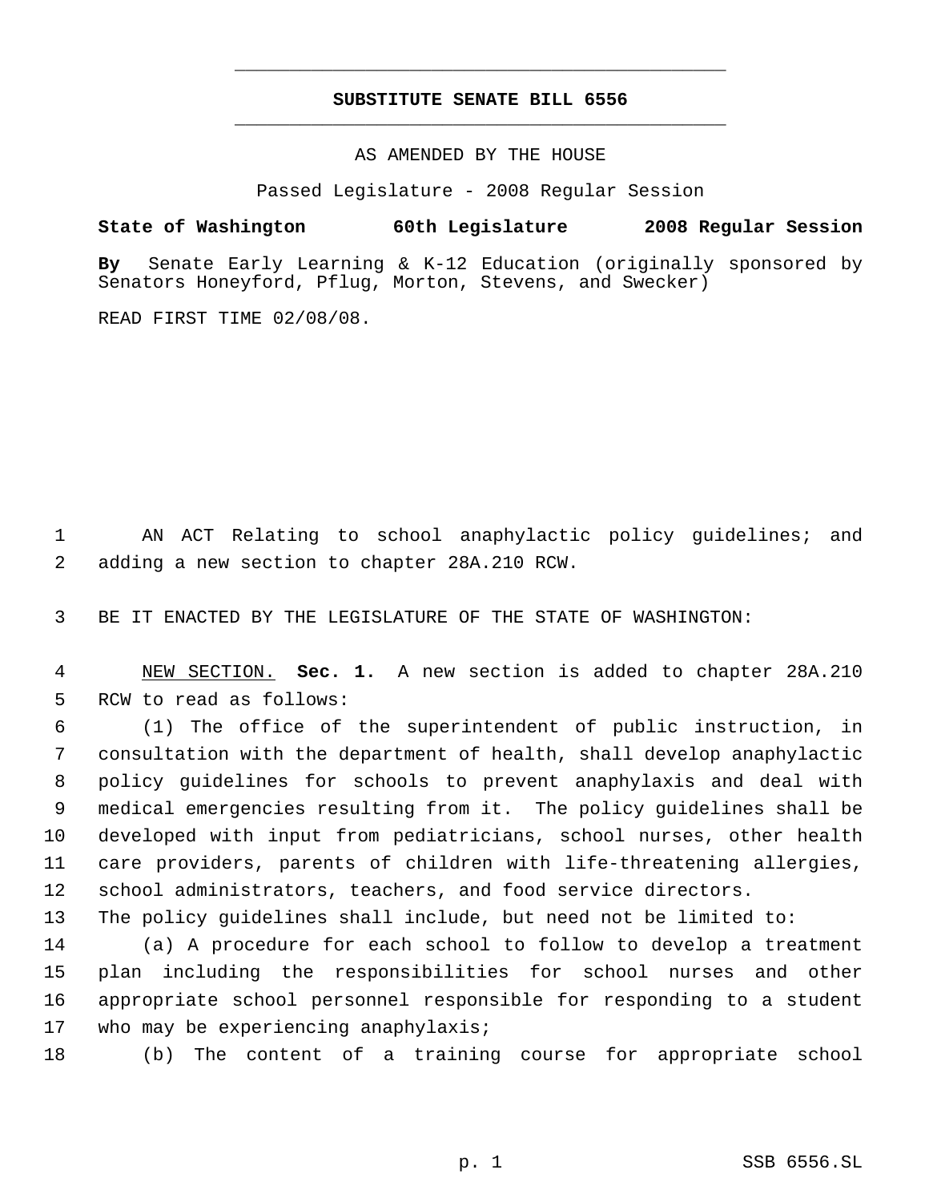# SUBSTITUTE SENATE BILL 6556

AS AMENDED BY THE HOUSE

Passed Legislature - 2008 Regular Session

**State of Washington 60th Legislature 2008 Regular Session**

**By** Senate Early Learning & K-12 Education (originally sponsored by Senators Honeyford, Pflug, Morton, Stevens, and Swecker)

READ FIRST TIME 02/08/08.

1 AN ACT Relating to school anaphylactic policy guidelines; and
2 adding a new section to chapter 28A.210 RCW.

3 BE IT ENACTED BY THE LEGISLATURE OF THE STATE OF WASHINGTON:

4 NEW SECTION. **Sec. 1.** A new section is added to chapter 28A.210
5 RCW to read as follows:

6 (1) The office of the superintendent of public instruction, in
7 consultation with the department of health, shall develop anaphylactic
8 policy guidelines for schools to prevent anaphylaxis and deal with
9 medical emergencies resulting from it. The policy guidelines shall be
10 developed with input from pediatricians, school nurses, other health
11 care providers, parents of children with life-threatening allergies,
12 school administrators, teachers, and food service directors.
13 The policy guidelines shall include, but need not be limited to:

14 (a) A procedure for each school to follow to develop a treatment
15 plan including the responsibilities for school nurses and other
16 appropriate school personnel responsible for responding to a student
17 who may be experiencing anaphylaxis;

18 (b) The content of a training course for appropriate school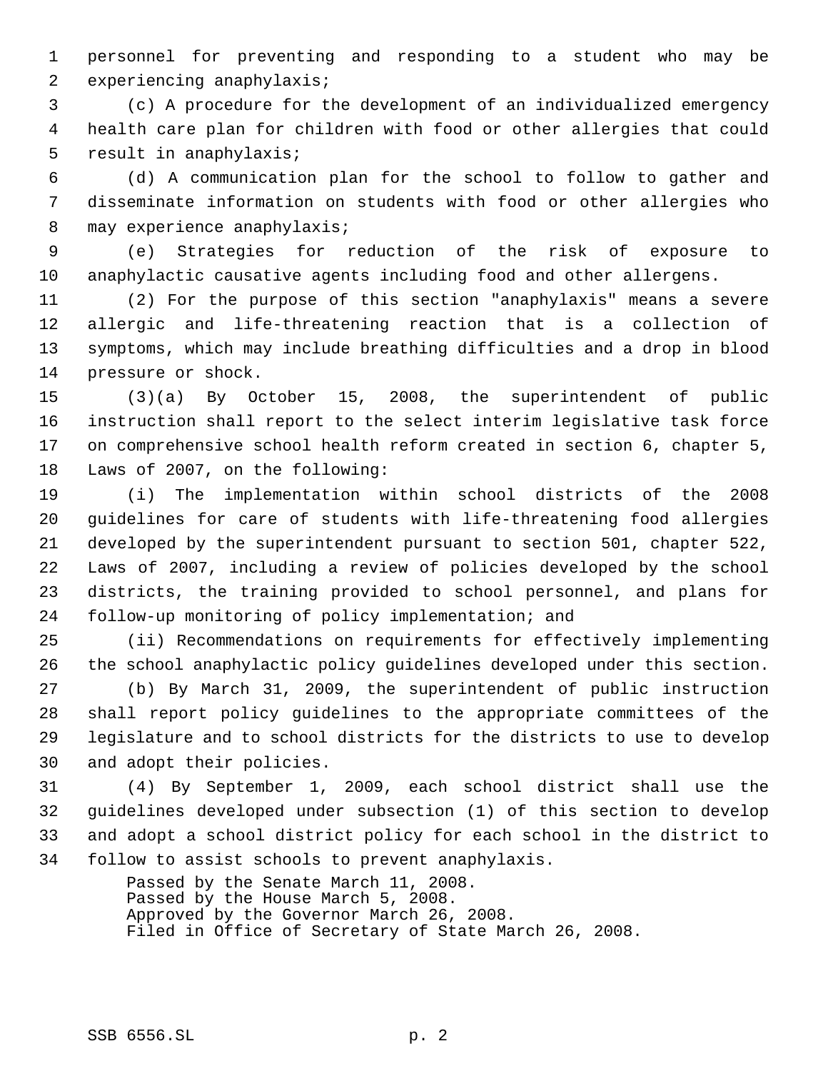personnel for preventing and responding to a student who may be experiencing anaphylaxis;

(c) A procedure for the development of an individualized emergency health care plan for children with food or other allergies that could result in anaphylaxis;

(d) A communication plan for the school to follow to gather and disseminate information on students with food or other allergies who may experience anaphylaxis;

(e) Strategies for reduction of the risk of exposure to anaphylactic causative agents including food and other allergens.

(2) For the purpose of this section "anaphylaxis" means a severe allergic and life-threatening reaction that is a collection of symptoms, which may include breathing difficulties and a drop in blood pressure or shock.

(3)(a) By October 15, 2008, the superintendent of public instruction shall report to the select interim legislative task force on comprehensive school health reform created in section 6, chapter 5, Laws of 2007, on the following:

(i) The implementation within school districts of the 2008 guidelines for care of students with life-threatening food allergies developed by the superintendent pursuant to section 501, chapter 522, Laws of 2007, including a review of policies developed by the school districts, the training provided to school personnel, and plans for follow-up monitoring of policy implementation; and

(ii) Recommendations on requirements for effectively implementing the school anaphylactic policy guidelines developed under this section.

(b) By March 31, 2009, the superintendent of public instruction shall report policy guidelines to the appropriate committees of the legislature and to school districts for the districts to use to develop and adopt their policies.

(4) By September 1, 2009, each school district shall use the guidelines developed under subsection (1) of this section to develop and adopt a school district policy for each school in the district to follow to assist schools to prevent anaphylaxis.

Passed by the Senate March 11, 2008.
Passed by the House March 5, 2008.
Approved by the Governor March 26, 2008.
Filed in Office of Secretary of State March 26, 2008.